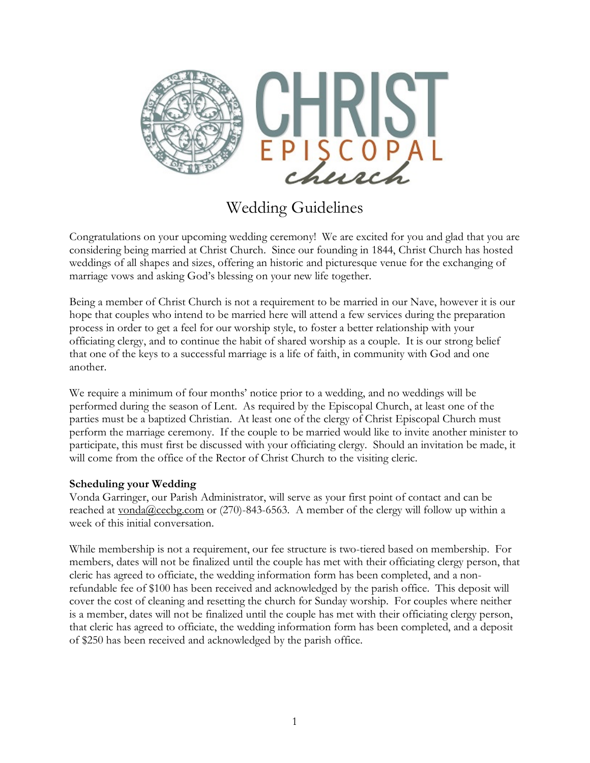# Wedding Guidelines

Congratulations on your upcoming wedding ceremony! We are excited for you and glad that you are considering being married at Christ Church. Since our founding in 1844, Christ Church has hosted weddings of all shapes and sizes, offering an historic and picturesque venue for the exchanging of marriage vows and asking God's blessing on your new life together.

Being a member of Christ Church is not a requirement to be married in our Nave, however it is our hope that couples who intend to be married here will attend a few services during the preparation process in order to get a feel for our worship style, to foster a better relationship with your officiating clergy, and to continue the habit of shared worship as a couple. It is our strong belief that one of the keys to a successful marriage is a life of faith, in community with God and one another.

We require a minimum of four months' notice prior to a wedding, and no weddings will be performed during the season of Lent. As required by the Episcopal Church, at least one of the parties must be a baptized Christian. At least one of the clergy of Christ Episcopal Church must perform the marriage ceremony. If the couple to be married would like to invite another minister to participate, this must first be discussed with your officiating clergy. Should an invitation be made, it will come from the office of the Rector of Christ Church to the visiting cleric.

**Scheduling your Wedding**

Vonda Garringer, our Parish Administrator, will serve as your first point of contact and can be reached at vonda@cecbg.com or (270)-843-6563. A member of the clergy will follow up within a week of this initial conversation.

While membership is not a requirement, our fee structure is two-tiered based on membership. For members, dates will not be finalized until the couple has met with their officiating clergy person, that cleric has agreed to officiate, the wedding information form has been completed, and a non-refundable fee of $100 has been received and acknowledged by the parish office. This deposit will cover the cost of cleaning and resetting the church for Sunday worship. For couples where neither is a member, dates will not be finalized until the couple has met with their officiating clergy person, that cleric has agreed to officiate, the wedding information form has been completed, and a deposit of $250 has been received and acknowledged by the parish office.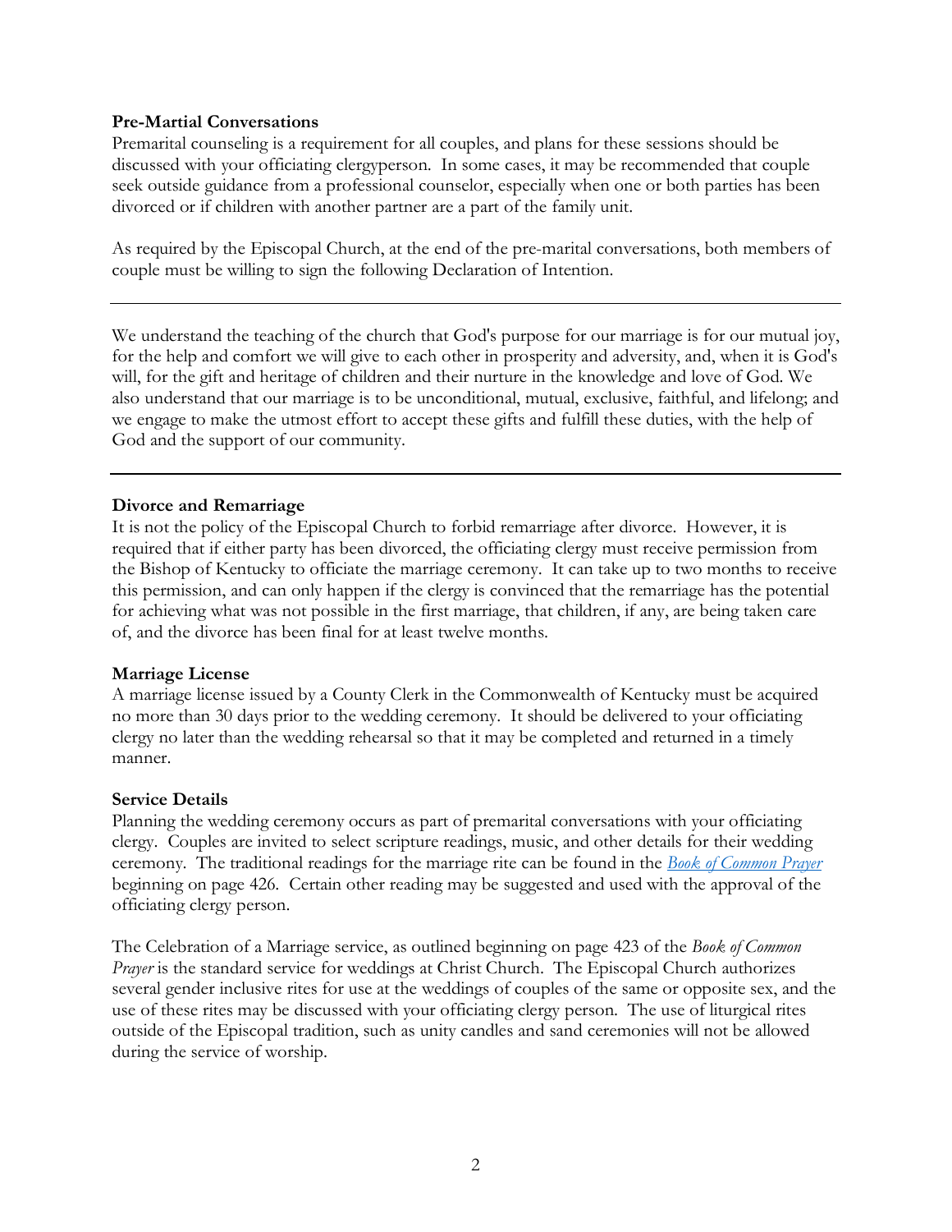**Pre-Martial Conversations**

Premarital counseling is a requirement for all couples, and plans for these sessions should be discussed with your officiating clergyperson. In some cases, it may be recommended that couple seek outside guidance from a professional counselor, especially when one or both parties has been divorced or if children with another partner are a part of the family unit.

As required by the Episcopal Church, at the end of the pre-marital conversations, both members of couple must be willing to sign the following Declaration of Intention.

---

We understand the teaching of the church that God's purpose for our marriage is for our mutual joy, for the help and comfort we will give to each other in prosperity and adversity, and, when it is God's will, for the gift and heritage of children and their nurture in the knowledge and love of God. We also understand that our marriage is to be unconditional, mutual, exclusive, faithful, and lifelong; and we engage to make the utmost effort to accept these gifts and fulfill these duties, with the help of God and the support of our community.

---

**Divorce and Remarriage**

It is not the policy of the Episcopal Church to forbid remarriage after divorce. However, it is required that if either party has been divorced, the officiating clergy must receive permission from the Bishop of Kentucky to officiate the marriage ceremony. It can take up to two months to receive this permission, and can only happen if the clergy is convinced that the remarriage has the potential for achieving what was not possible in the first marriage, that children, if any, are being taken care of, and the divorce has been final for at least twelve months.

**Marriage License**

A marriage license issued by a County Clerk in the Commonwealth of Kentucky must be acquired no more than 30 days prior to the wedding ceremony. It should be delivered to your officiating clergy no later than the wedding rehearsal so that it may be completed and returned in a timely manner.

**Service Details**

Planning the wedding ceremony occurs as part of premarital conversations with your officiating clergy. Couples are invited to select scripture readings, music, and other details for their wedding ceremony. The traditional readings for the marriage rite can be found in the *Book of Common Prayer* beginning on page 426. Certain other reading may be suggested and used with the approval of the officiating clergy person.

The Celebration of a Marriage service, as outlined beginning on page 423 of the *Book of Common Prayer* is the standard service for weddings at Christ Church. The Episcopal Church authorizes several gender inclusive rites for use at the weddings of couples of the same or opposite sex, and the use of these rites may be discussed with your officiating clergy person. The use of liturgical rites outside of the Episcopal tradition, such as unity candles and sand ceremonies will not be allowed during the service of worship.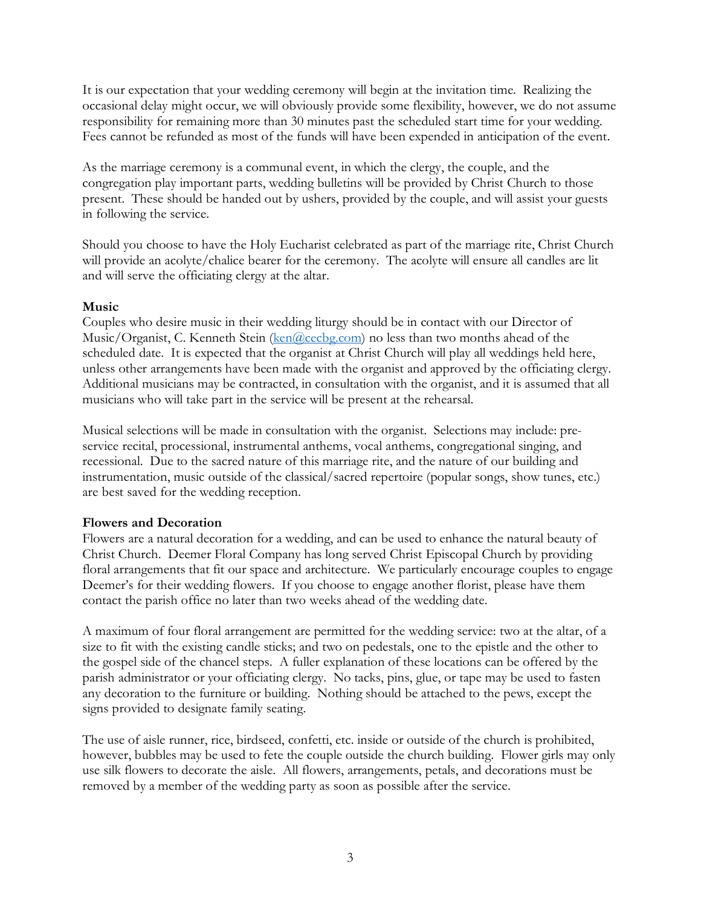It is our expectation that your wedding ceremony will begin at the invitation time. Realizing the occasional delay might occur, we will obviously provide some flexibility, however, we do not assume responsibility for remaining more than 30 minutes past the scheduled start time for your wedding. Fees cannot be refunded as most of the funds will have been expended in anticipation of the event.

As the marriage ceremony is a communal event, in which the clergy, the couple, and the congregation play important parts, wedding bulletins will be provided by Christ Church to those present. These should be handed out by ushers, provided by the couple, and will assist your guests in following the service.

Should you choose to have the Holy Eucharist celebrated as part of the marriage rite, Christ Church will provide an acolyte/chalice bearer for the ceremony. The acolyte will ensure all candles are lit and will serve the officiating clergy at the altar.

**Music**

Couples who desire music in their wedding liturgy should be in contact with our Director of Music/Organist, C. Kenneth Stein (ken@cecbg.com) no less than two months ahead of the scheduled date. It is expected that the organist at Christ Church will play all weddings held here, unless other arrangements have been made with the organist and approved by the officiating clergy. Additional musicians may be contracted, in consultation with the organist, and it is assumed that all musicians who will take part in the service will be present at the rehearsal.

Musical selections will be made in consultation with the organist. Selections may include: pre-service recital, processional, instrumental anthems, vocal anthems, congregational singing, and recessional. Due to the sacred nature of this marriage rite, and the nature of our building and instrumentation, music outside of the classical/sacred repertoire (popular songs, show tunes, etc.) are best saved for the wedding reception.

**Flowers and Decoration**

Flowers are a natural decoration for a wedding, and can be used to enhance the natural beauty of Christ Church. Deemer Floral Company has long served Christ Episcopal Church by providing floral arrangements that fit our space and architecture. We particularly encourage couples to engage Deemer's for their wedding flowers. If you choose to engage another florist, please have them contact the parish office no later than two weeks ahead of the wedding date.

A maximum of four floral arrangement are permitted for the wedding service: two at the altar, of a size to fit with the existing candle sticks; and two on pedestals, one to the epistle and the other to the gospel side of the chancel steps. A fuller explanation of these locations can be offered by the parish administrator or your officiating clergy. No tacks, pins, glue, or tape may be used to fasten any decoration to the furniture or building. Nothing should be attached to the pews, except the signs provided to designate family seating.

The use of aisle runner, rice, birdseed, confetti, etc. inside or outside of the church is prohibited, however, bubbles may be used to fete the couple outside the church building. Flower girls may only use silk flowers to decorate the aisle. All flowers, arrangements, petals, and decorations must be removed by a member of the wedding party as soon as possible after the service.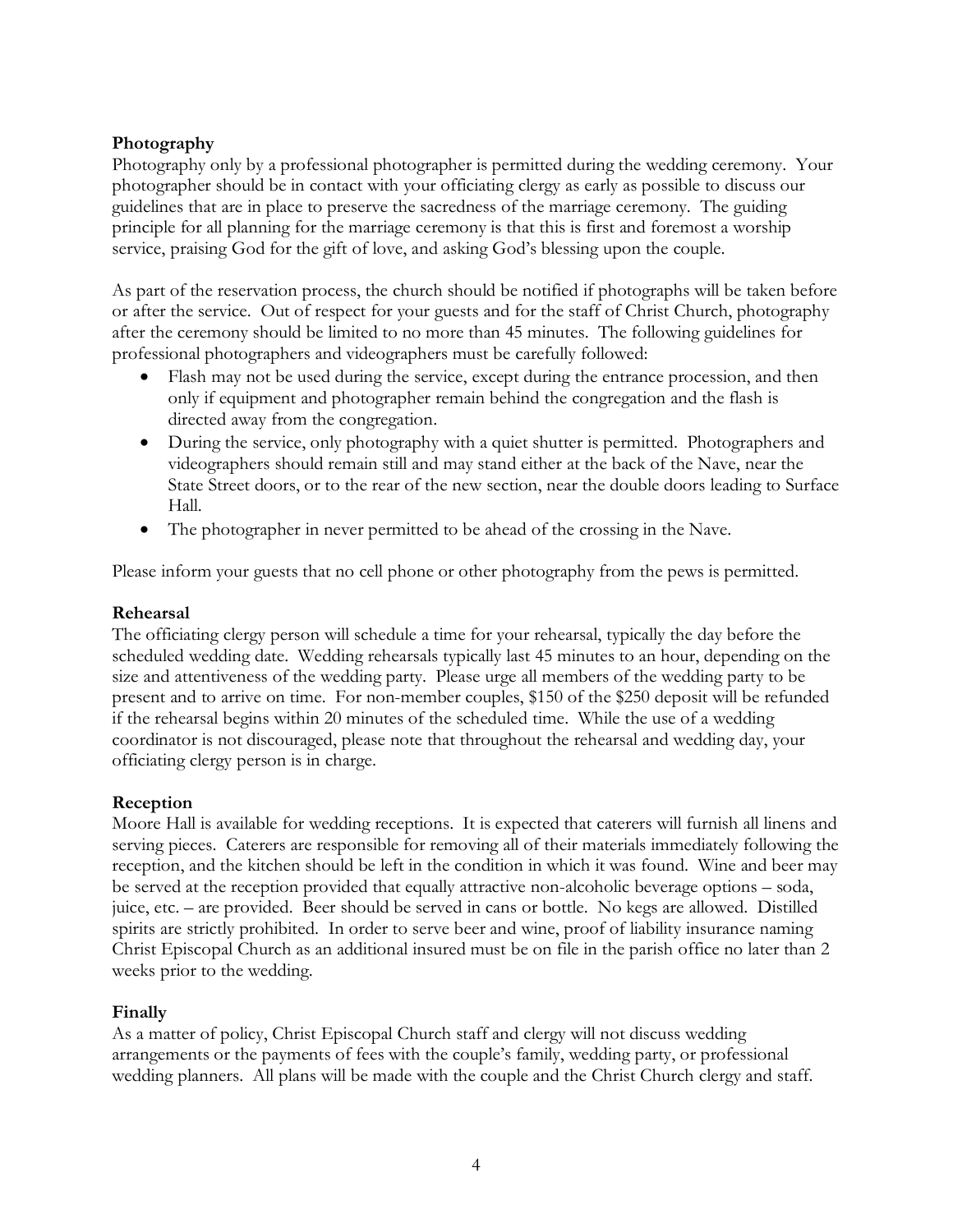**Photography**
Photography only by a professional photographer is permitted during the wedding ceremony. Your photographer should be in contact with your officiating clergy as early as possible to discuss our guidelines that are in place to preserve the sacredness of the marriage ceremony. The guiding principle for all planning for the marriage ceremony is that this is first and foremost a worship service, praising God for the gift of love, and asking God's blessing upon the couple.

As part of the reservation process, the church should be notified if photographs will be taken before or after the service. Out of respect for your guests and for the staff of Christ Church, photography after the ceremony should be limited to no more than 45 minutes. The following guidelines for professional photographers and videographers must be carefully followed:

- Flash may not be used during the service, except during the entrance procession, and then only if equipment and photographer remain behind the congregation and the flash is directed away from the congregation.
- During the service, only photography with a quiet shutter is permitted. Photographers and videographers should remain still and may stand either at the back of the Nave, near the State Street doors, or to the rear of the new section, near the double doors leading to Surface Hall.
- The photographer in never permitted to be ahead of the crossing in the Nave.

Please inform your guests that no cell phone or other photography from the pews is permitted.

**Rehearsal**
The officiating clergy person will schedule a time for your rehearsal, typically the day before the scheduled wedding date. Wedding rehearsals typically last 45 minutes to an hour, depending on the size and attentiveness of the wedding party. Please urge all members of the wedding party to be present and to arrive on time. For non-member couples, $150 of the $250 deposit will be refunded if the rehearsal begins within 20 minutes of the scheduled time. While the use of a wedding coordinator is not discouraged, please note that throughout the rehearsal and wedding day, your officiating clergy person is in charge.

**Reception**
Moore Hall is available for wedding receptions. It is expected that caterers will furnish all linens and serving pieces. Caterers are responsible for removing all of their materials immediately following the reception, and the kitchen should be left in the condition in which it was found. Wine and beer may be served at the reception provided that equally attractive non-alcoholic beverage options – soda, juice, etc. – are provided. Beer should be served in cans or bottle. No kegs are allowed. Distilled spirits are strictly prohibited. In order to serve beer and wine, proof of liability insurance naming Christ Episcopal Church as an additional insured must be on file in the parish office no later than 2 weeks prior to the wedding.

**Finally**
As a matter of policy, Christ Episcopal Church staff and clergy will not discuss wedding arrangements or the payments of fees with the couple's family, wedding party, or professional wedding planners. All plans will be made with the couple and the Christ Church clergy and staff.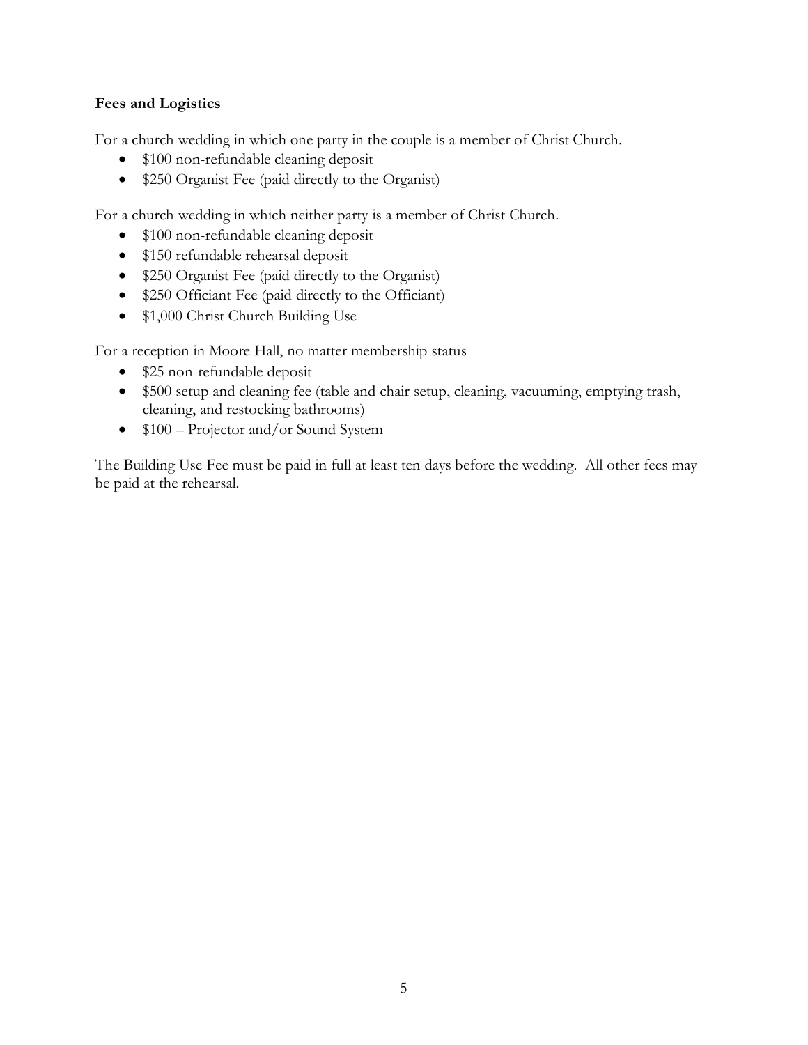**Fees and Logistics**

For a church wedding in which one party in the couple is a member of Christ Church.

- $100 non-refundable cleaning deposit
- $250 Organist Fee (paid directly to the Organist)

For a church wedding in which neither party is a member of Christ Church.

- $100 non-refundable cleaning deposit
- $150 refundable rehearsal deposit
- $250 Organist Fee (paid directly to the Organist)
- $250 Officiant Fee (paid directly to the Officiant)
- $1,000 Christ Church Building Use

For a reception in Moore Hall, no matter membership status

- $25 non-refundable deposit
- $500 setup and cleaning fee (table and chair setup, cleaning, vacuuming, emptying trash, cleaning, and restocking bathrooms)
- $100 – Projector and/or Sound System

The Building Use Fee must be paid in full at least ten days before the wedding. All other fees may be paid at the rehearsal.